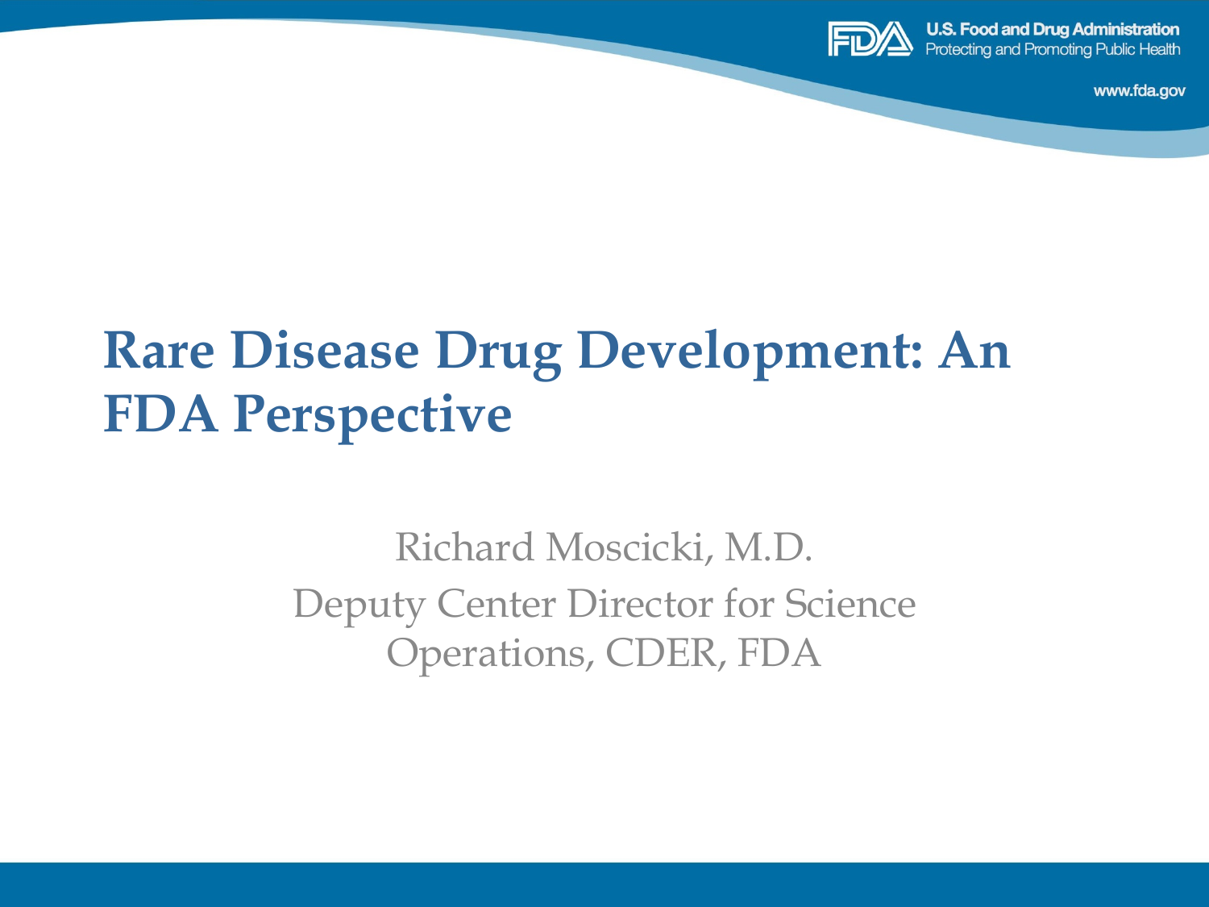# Rare Disease Drug Development: An FDA Perspective

Richard Moscicki, M.D.

Deputy Center Director for Science Operations, CDER, FDA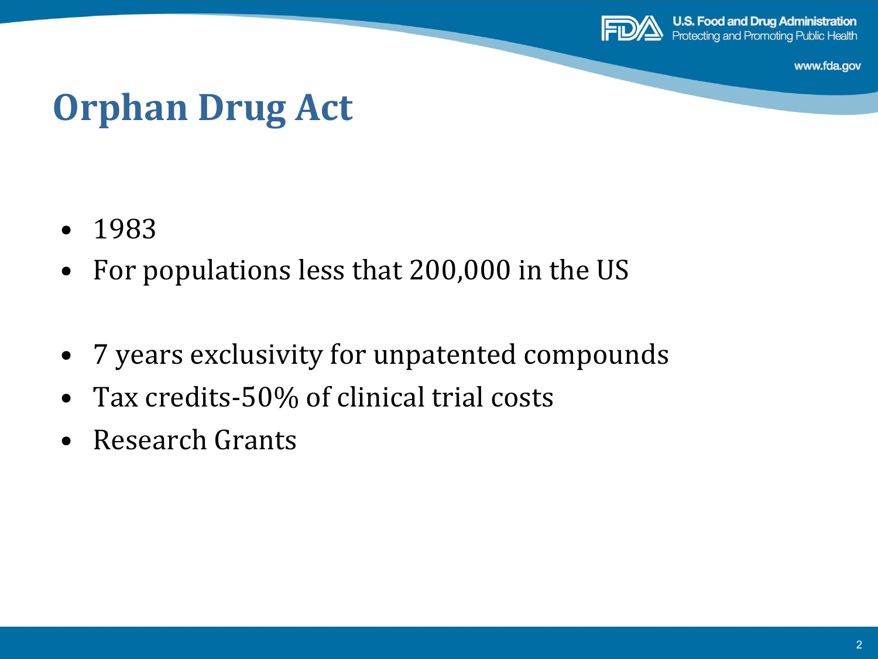# Orphan Drug Act

- 1983
- For populations less that 200,000 in the US

- 7 years exclusivity for unpatented compounds
- Tax credits-50% of clinical trial costs
- Research Grants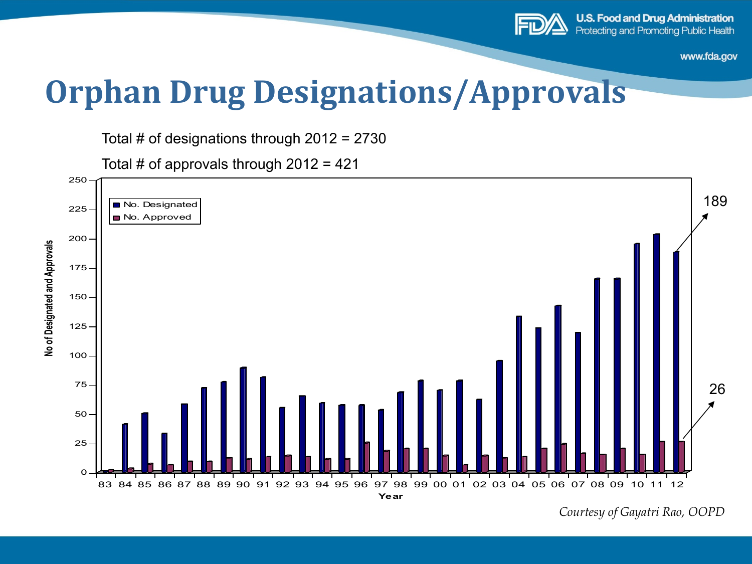# Orphan Drug Designations/Approvals

Total # of designations through 2012 = 2730

Total # of approvals through 2012 = 421

*Courtesy of Gayatri Rao, OOPD*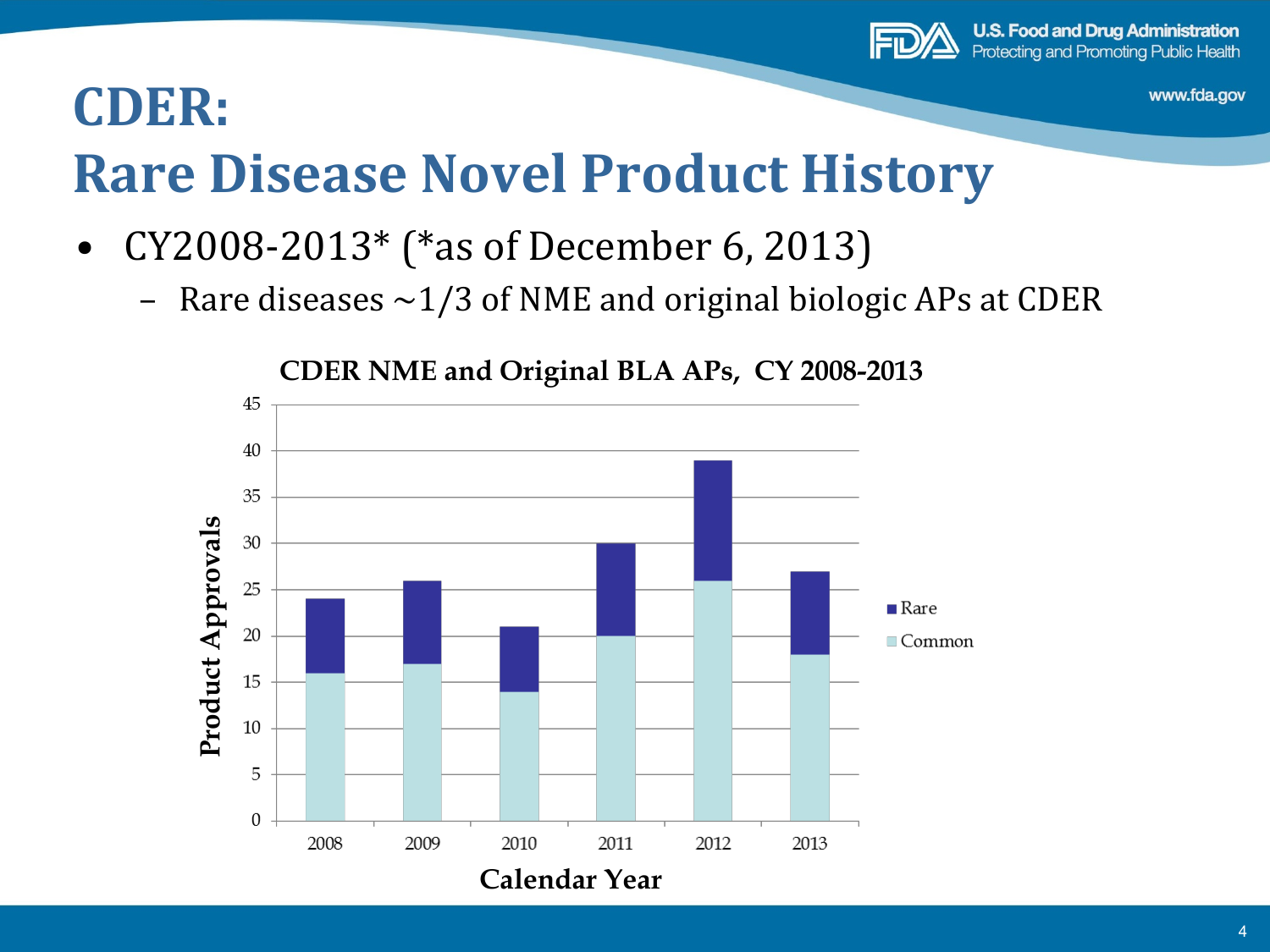# CDER: Rare Disease Novel Product History

- CY2008-2013* (*as of December 6, 2013)
  - Rare diseases ~1/3 of NME and original biologic APs at CDER

**CDER NME and Original BLA APs, CY 2008-2013**

| Calendar Year | Common | Rare | Total |
|---|---|---|---|
| 2008 | 16 | 8 | 24 |
| 2009 | 17 | 9 | 26 |
| 2010 | 14 | 7 | 21 |
| 2011 | 20 | 10 | 30 |
| 2012 | 26 | 13 | 39 |
| 2013 | 18 | 9 | 27 |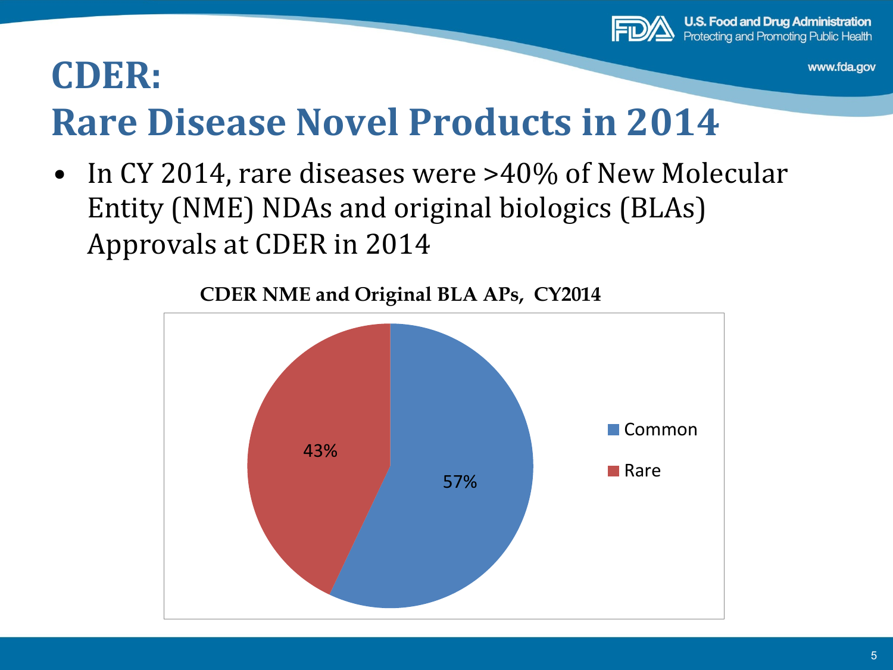# CDER: Rare Disease Novel Products in 2014

- In CY 2014, rare diseases were >40% of New Molecular Entity (NME) NDAs and original biologics (BLAs) Approvals at CDER in 2014

**CDER NME and Original BLA APs, CY2014**

| Category | Percentage |
| --- | --- |
| Common | 57% |
| Rare | 43% |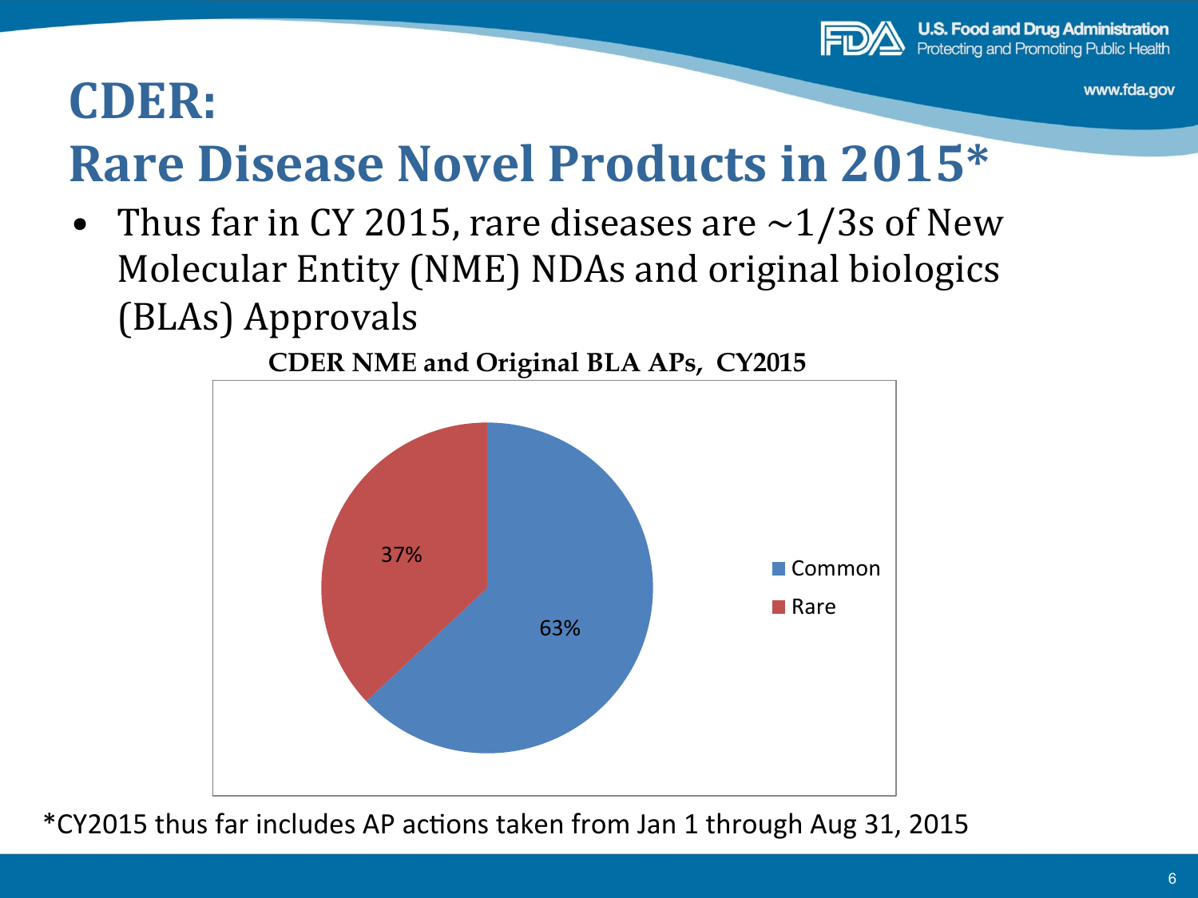# CDER:
# Rare Disease Novel Products in 2015*

- Thus far in CY 2015, rare diseases are ~1/3s of New Molecular Entity (NME) NDAs and original biologics (BLAs) Approvals

**CDER NME and Original BLA APs, CY2015**

| Category | Percentage |
| --- | --- |
| Common | 63% |
| Rare | 37% |

*CY2015 thus far includes AP actions taken from Jan 1 through Aug 31, 2015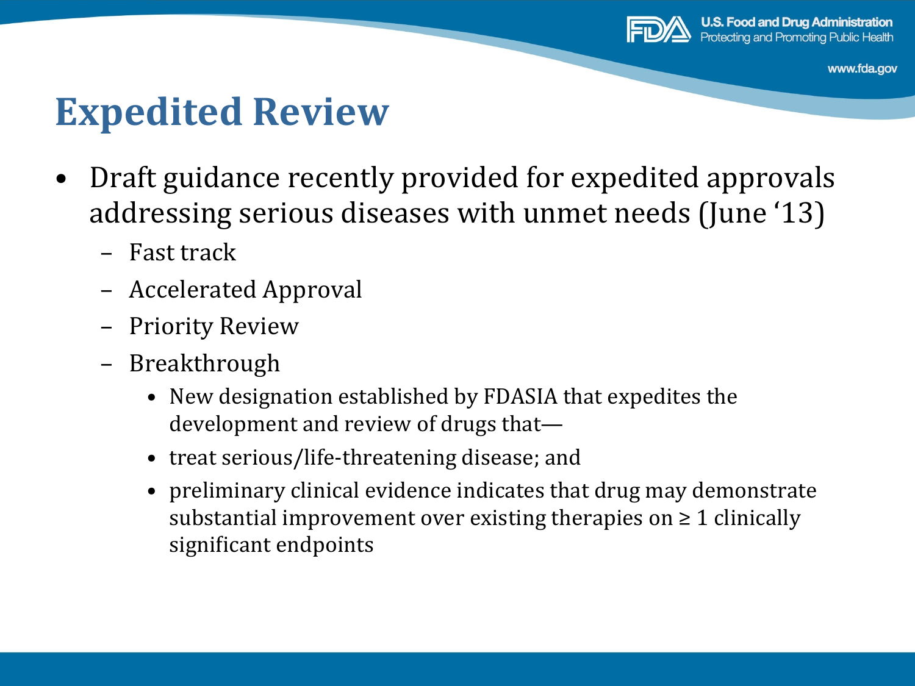# Expedited Review

- Draft guidance recently provided for expedited approvals addressing serious diseases with unmet needs (June '13)
  - Fast track
  - Accelerated Approval
  - Priority Review
  - Breakthrough
    - New designation established by FDASIA that expedites the development and review of drugs that—
    - treat serious/life-threatening disease; and
    - preliminary clinical evidence indicates that drug may demonstrate substantial improvement over existing therapies on $\geq 1$ clinically significant endpoints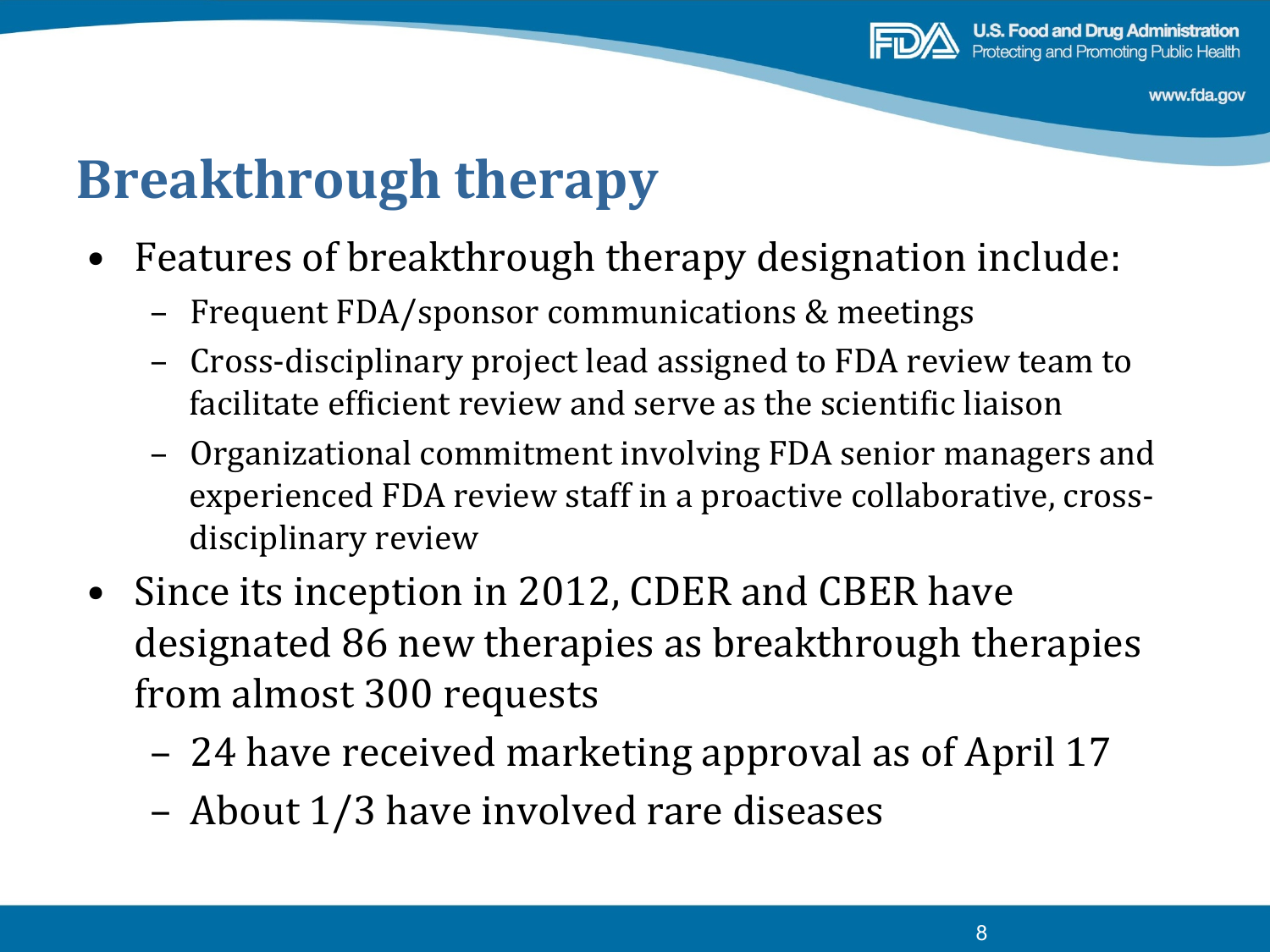# Breakthrough therapy

- Features of breakthrough therapy designation include:
  - Frequent FDA/sponsor communications & meetings
  - Cross-disciplinary project lead assigned to FDA review team to facilitate efficient review and serve as the scientific liaison
  - Organizational commitment involving FDA senior managers and experienced FDA review staff in a proactive collaborative, cross-disciplinary review
- Since its inception in 2012, CDER and CBER have designated 86 new therapies as breakthrough therapies from almost 300 requests
  - 24 have received marketing approval as of April 17
  - About 1/3 have involved rare diseases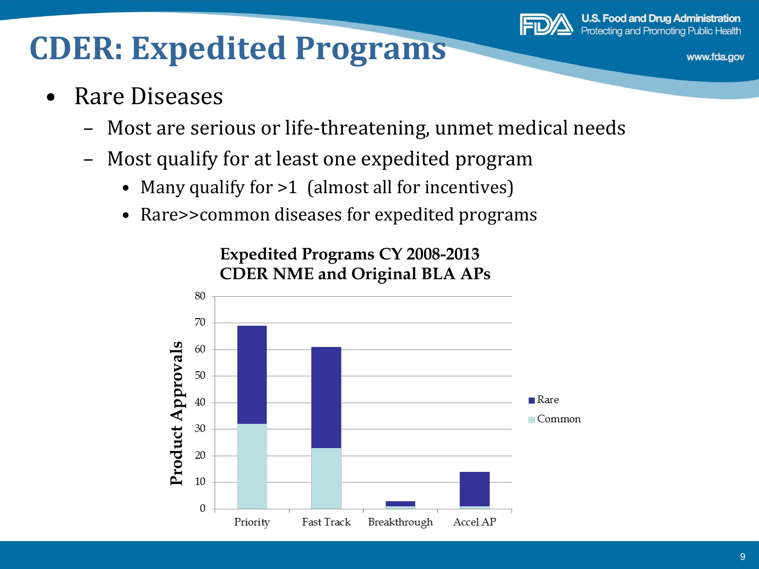# CDER: Expedited Programs

- Rare Diseases
  - Most are serious or life-threatening, unmet medical needs
  - Most qualify for at least one expedited program
    - Many qualify for >1 (almost all for incentives)
    - Rare>>common diseases for expedited programs

**Expedited Programs CY 2008-2013**
**CDER NME and Original BLA APs**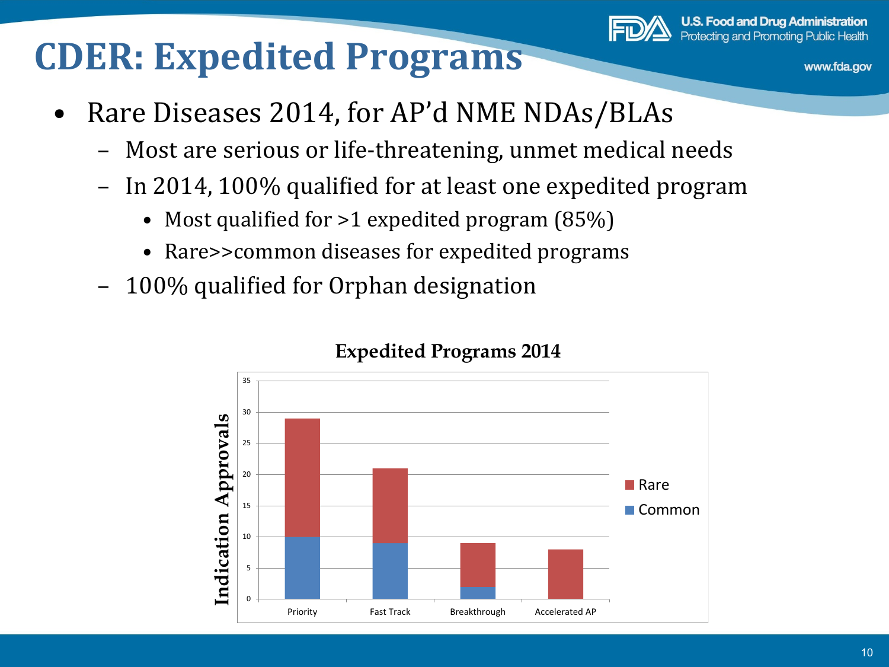# CDER: Expedited Programs

- Rare Diseases 2014, for AP'd NME NDAs/BLAs
  - Most are serious or life-threatening, unmet medical needs
  - In 2014, 100% qualified for at least one expedited program
    - Most qualified for >1 expedited program (85%)
    - Rare>>common diseases for expedited programs
  - 100% qualified for Orphan designation

**Expedited Programs 2014**

| Program | Common | Rare | Total Indication Approvals |
|---|---|---|---|
| Priority | 10 | 19 | 29 |
| Fast Track | 9 | 12 | 21 |
| Breakthrough | 2 | 7 | 9 |
| Accelerated AP | 0 | 8 | 8 |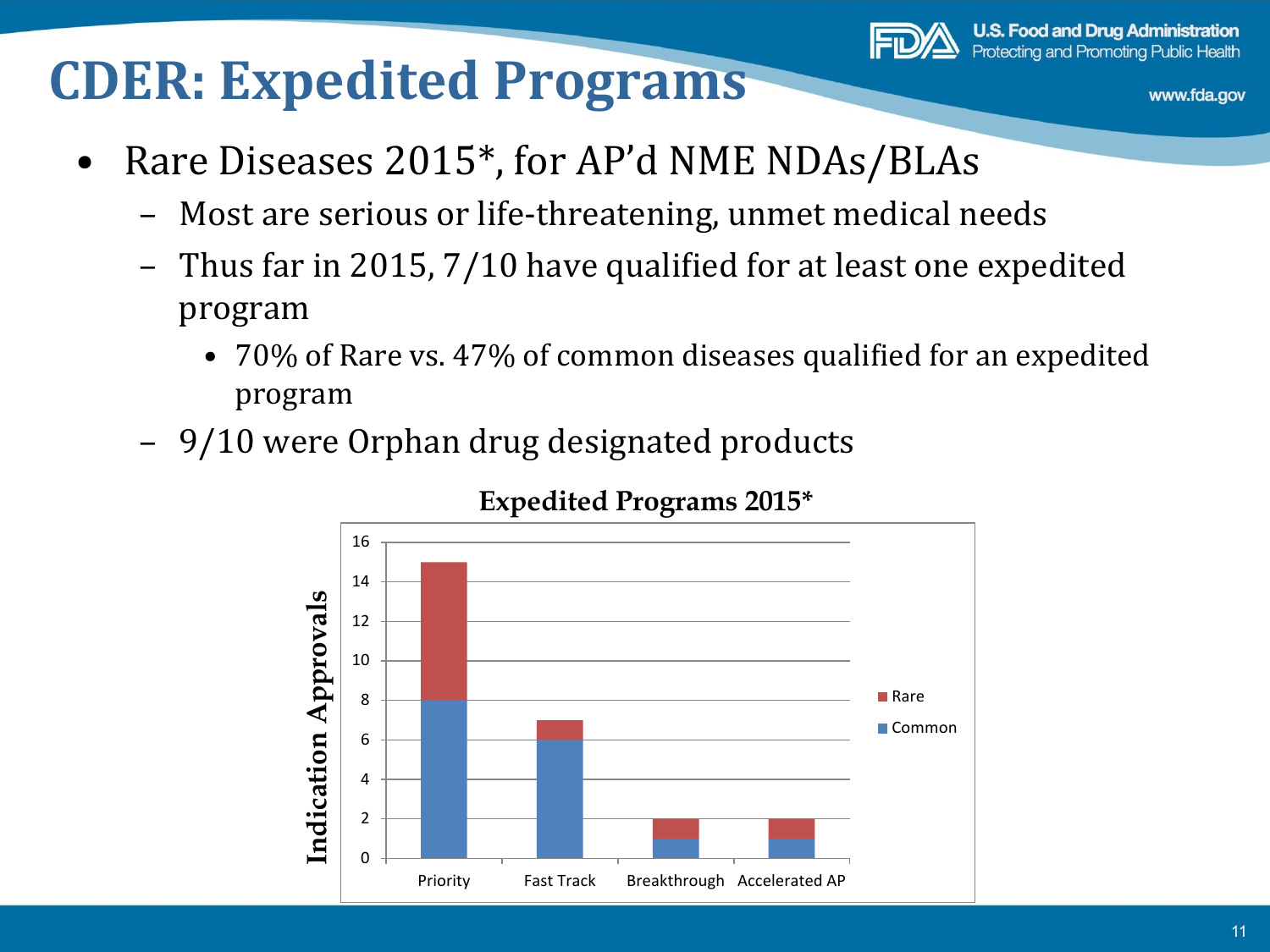# CDER: Expedited Programs

- Rare Diseases 2015*, for AP'd NME NDAs/BLAs
  - Most are serious or life-threatening, unmet medical needs
  - Thus far in 2015, 7/10 have qualified for at least one expedited program
    - 70% of Rare vs. 47% of common diseases qualified for an expedited program
  - 9/10 were Orphan drug designated products

**Expedited Programs 2015***

| Indication Approvals | Common | Rare |
|---|---|---|
| Priority | 8 | 7 |
| Fast Track | 6 | 1 |
| Breakthrough | 1 | 1 |
| Accelerated AP | 1 | 1 |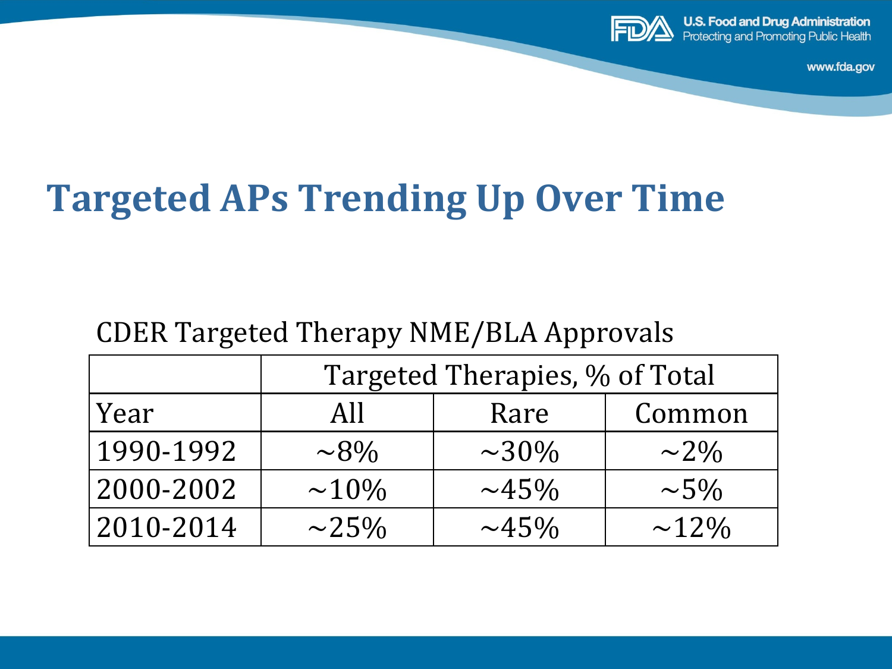# Targeted APs Trending Up Over Time

CDER Targeted Therapy NME/BLA Approvals

| | Targeted Therapies, % of Total | | |
|---|---|---|---|
| Year | All | Rare | Common |
| 1990-1992 | ~8% | ~30% | ~2% |
| 2000-2002 | ~10% | ~45% | ~5% |
| 2010-2014 | ~25% | ~45% | ~12% |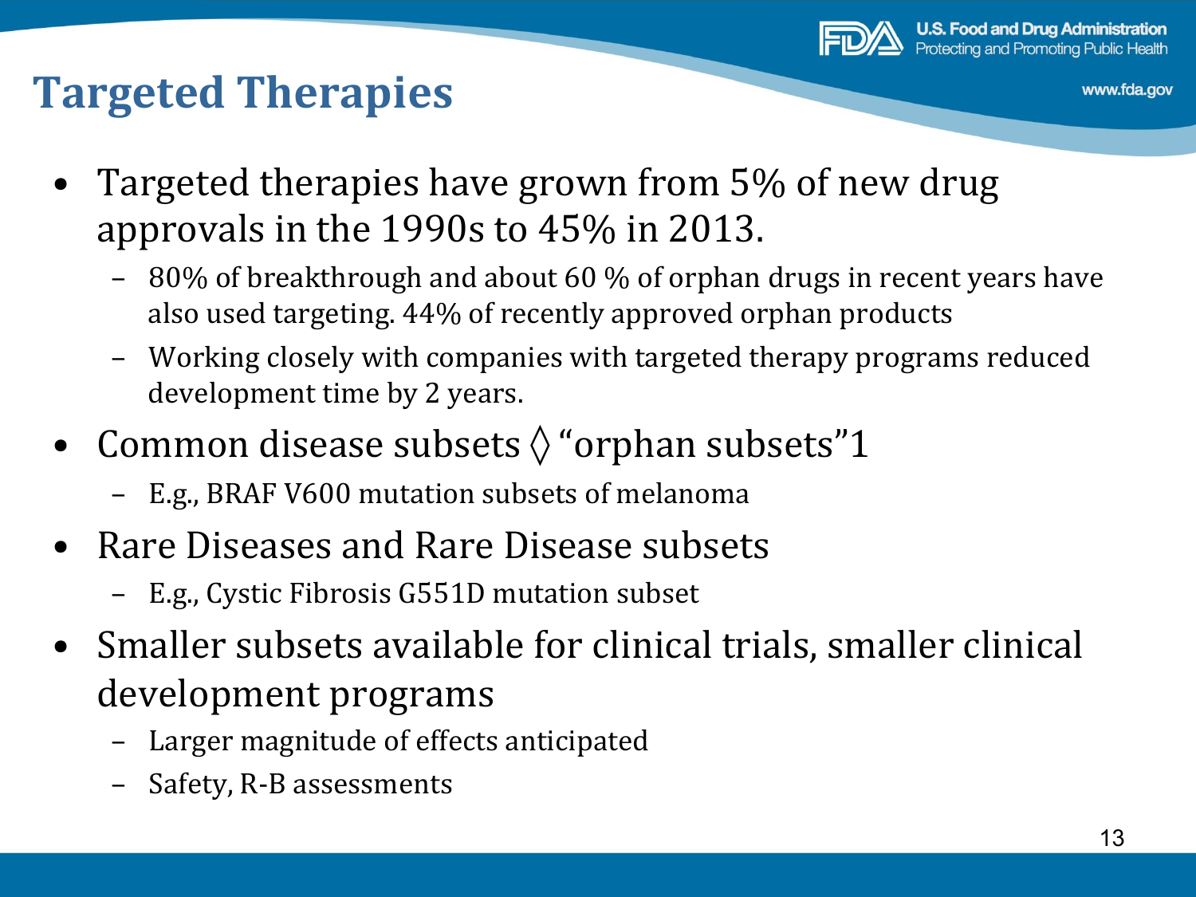# Targeted Therapies

- Targeted therapies have grown from 5% of new drug approvals in the 1990s to 45% in 2013.
  - 80% of breakthrough and about 60 % of orphan drugs in recent years have also used targeting. 44% of recently approved orphan products
  - Working closely with companies with targeted therapy programs reduced development time by 2 years.
- Common disease subsets ◊ "orphan subsets"1
  - E.g., BRAF V600 mutation subsets of melanoma
- Rare Diseases and Rare Disease subsets
  - E.g., Cystic Fibrosis G551D mutation subset
- Smaller subsets available for clinical trials, smaller clinical development programs
  - Larger magnitude of effects anticipated
  - Safety, R-B assessments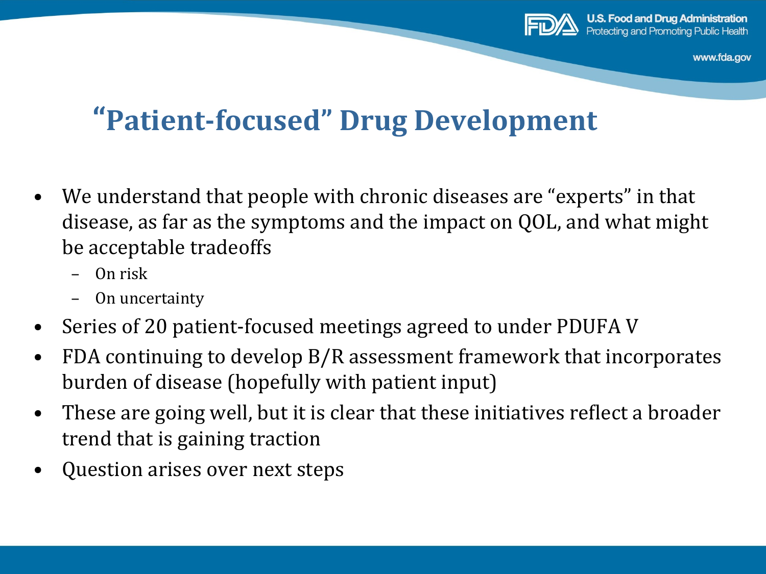# "Patient-focused" Drug Development

- We understand that people with chronic diseases are "experts" in that disease, as far as the symptoms and the impact on QOL, and what might be acceptable tradeoffs
  - On risk
  - On uncertainty
- Series of 20 patient-focused meetings agreed to under PDUFA V
- FDA continuing to develop B/R assessment framework that incorporates burden of disease (hopefully with patient input)
- These are going well, but it is clear that these initiatives reflect a broader trend that is gaining traction
- Question arises over next steps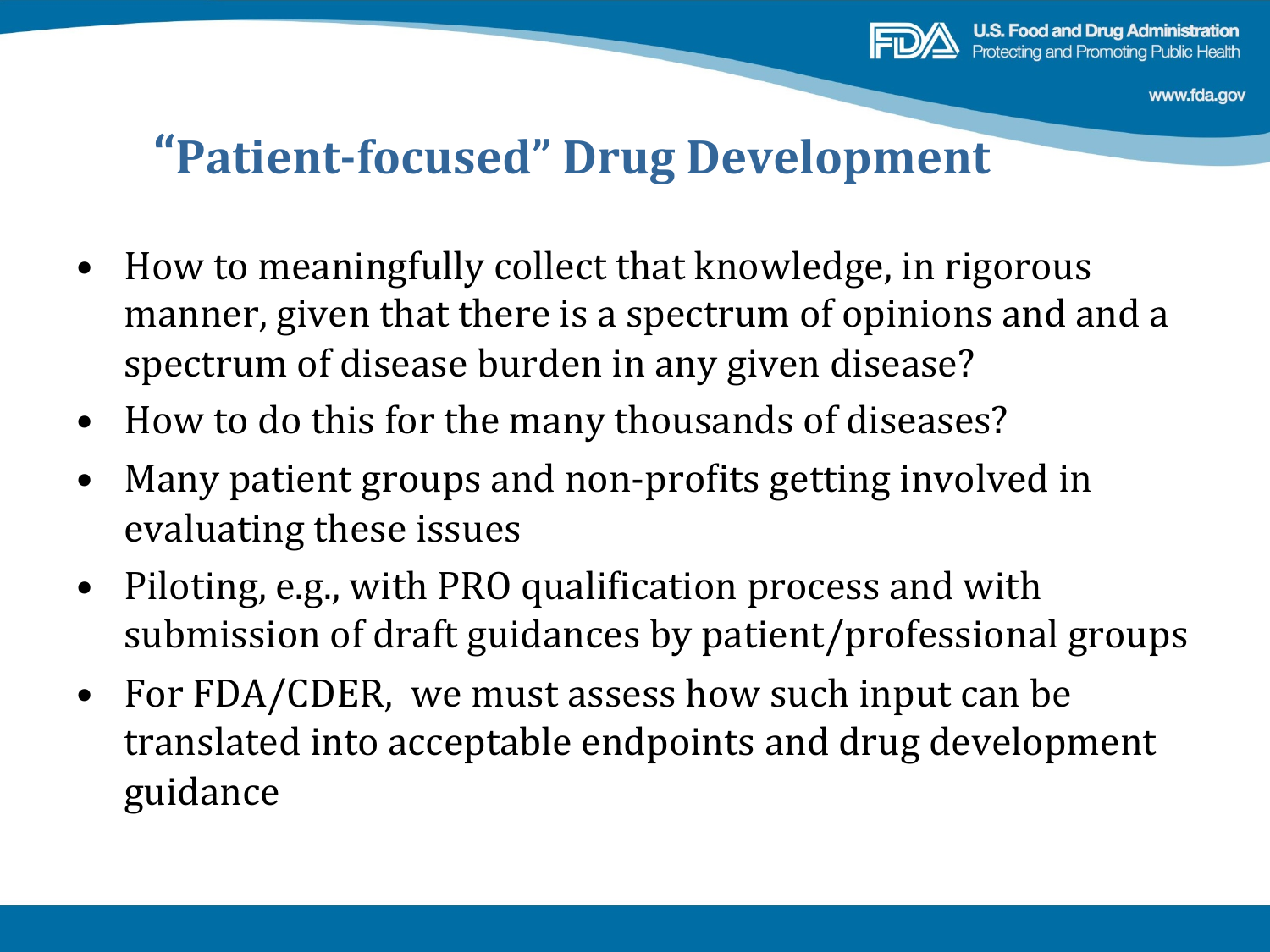# "Patient-focused" Drug Development

- How to meaningfully collect that knowledge, in rigorous manner, given that there is a spectrum of opinions and and a spectrum of disease burden in any given disease?
- How to do this for the many thousands of diseases?
- Many patient groups and non-profits getting involved in evaluating these issues
- Piloting, e.g., with PRO qualification process and with submission of draft guidances by patient/professional groups
- For FDA/CDER, we must assess how such input can be translated into acceptable endpoints and drug development guidance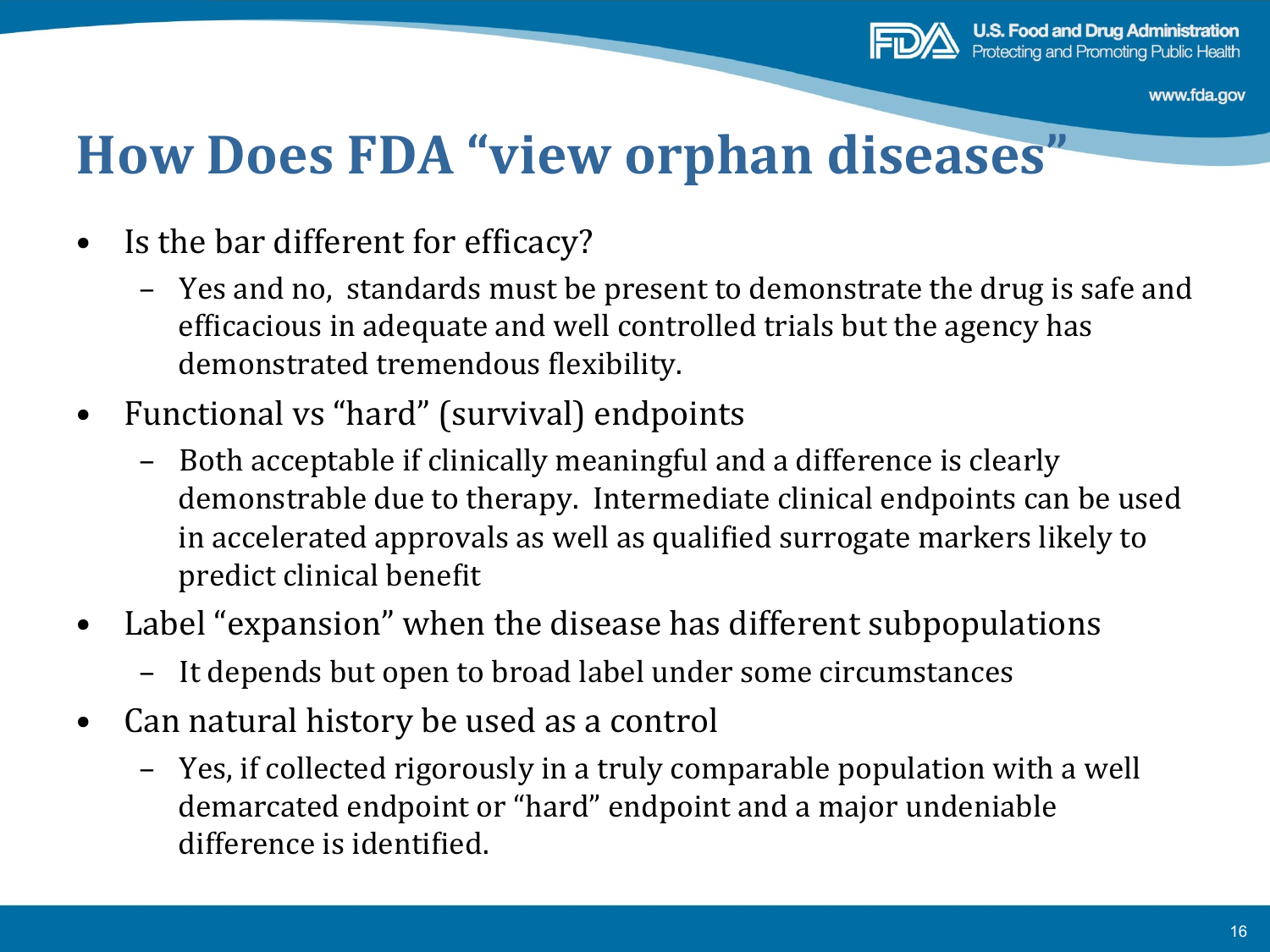# How Does FDA "view orphan diseases"

- Is the bar different for efficacy?
  - Yes and no, standards must be present to demonstrate the drug is safe and efficacious in adequate and well controlled trials but the agency has demonstrated tremendous flexibility.
- Functional vs "hard" (survival) endpoints
  - Both acceptable if clinically meaningful and a difference is clearly demonstrable due to therapy. Intermediate clinical endpoints can be used in accelerated approvals as well as qualified surrogate markers likely to predict clinical benefit
- Label "expansion" when the disease has different subpopulations
  - It depends but open to broad label under some circumstances
- Can natural history be used as a control
  - Yes, if collected rigorously in a truly comparable population with a well demarcated endpoint or "hard" endpoint and a major undeniable difference is identified.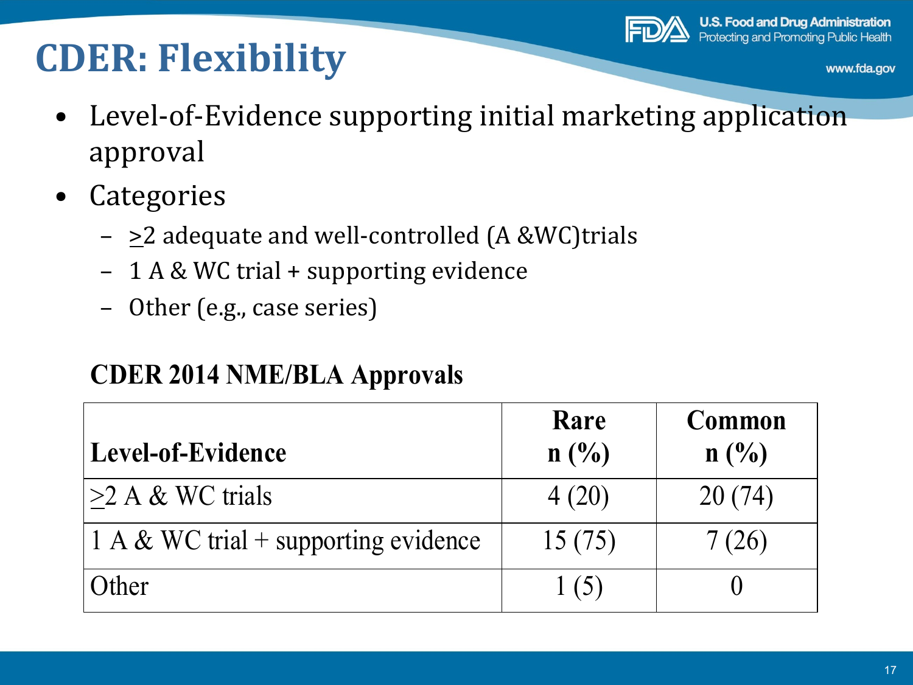# CDER: Flexibility

- Level-of-Evidence supporting initial marketing application approval
- Categories
  - ≥2 adequate and well-controlled (A &WC)trials
  - 1 A & WC trial + supporting evidence
  - Other (e.g., case series)

**CDER 2014 NME/BLA Approvals**

| Level-of-Evidence | Rare n (%) | Common n (%) |
|---|---|---|
| ≥2 A & WC trials | 4 (20) | 20 (74) |
| 1 A & WC trial + supporting evidence | 15 (75) | 7 (26) |
| Other | 1 (5) | 0 |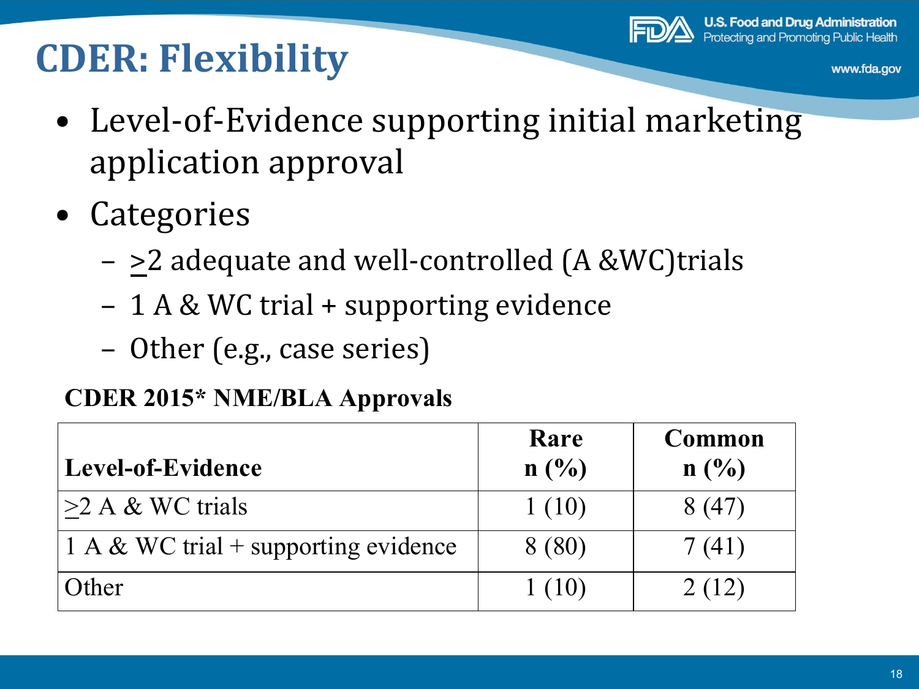# CDER: Flexibility

- Level-of-Evidence supporting initial marketing application approval
- Categories
  - $\geq$2 adequate and well-controlled (A &WC)trials
  - 1 A & WC trial + supporting evidence
  - Other (e.g., case series)

**CDER 2015* NME/BLA Approvals**

| Level-of-Evidence | Rare n (%) | Common n (%) |
|---|---|---|
| $\geq$2 A & WC trials | 1 (10) | 8 (47) |
| 1 A & WC trial + supporting evidence | 8 (80) | 7 (41) |
| Other | 1 (10) | 2 (12) |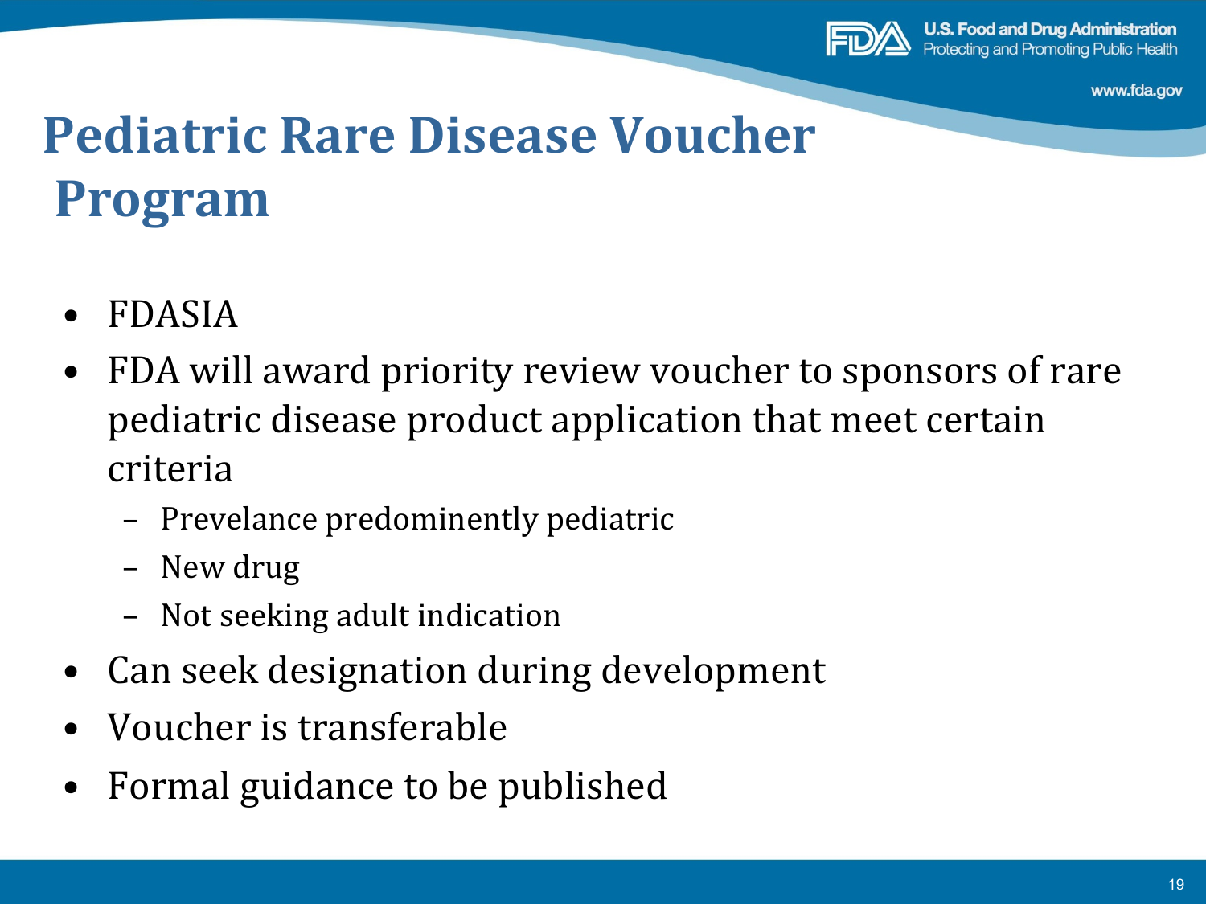# Pediatric Rare Disease Voucher Program

- FDASIA
- FDA will award priority review voucher to sponsors of rare pediatric disease product application that meet certain criteria
  - Prevelance predominently pediatric
  - New drug
  - Not seeking adult indication
- Can seek designation during development
- Voucher is transferable
- Formal guidance to be published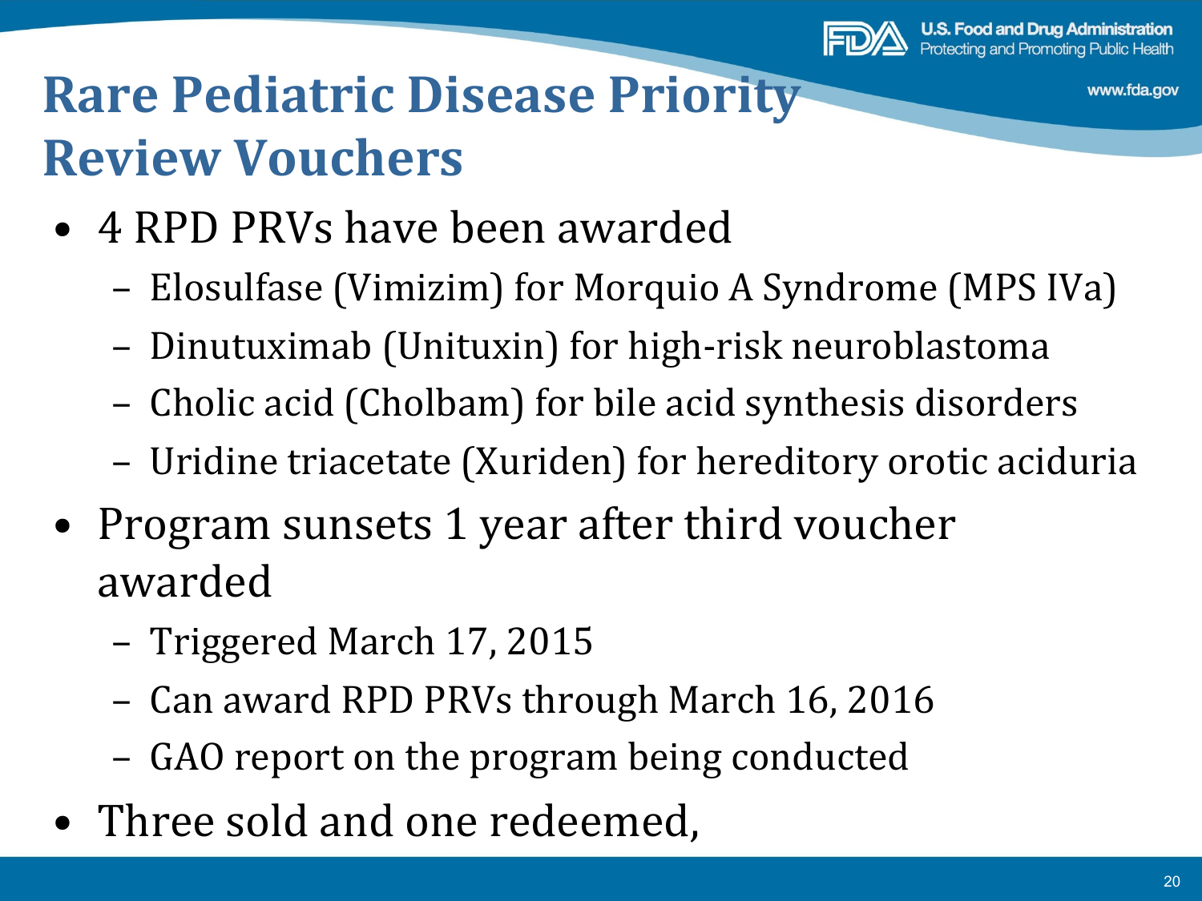# Rare Pediatric Disease Priority Review Vouchers

- 4 RPD PRVs have been awarded
  - Elosulfase (Vimizim) for Morquio A Syndrome (MPS IVa)
  - Dinutuximab (Unituxin) for high-risk neuroblastoma
  - Cholic acid (Cholbam) for bile acid synthesis disorders
  - Uridine triacetate (Xuriden) for hereditory orotic aciduria
- Program sunsets 1 year after third voucher awarded
  - Triggered March 17, 2015
  - Can award RPD PRVs through March 16, 2016
  - GAO report on the program being conducted
- Three sold and one redeemed,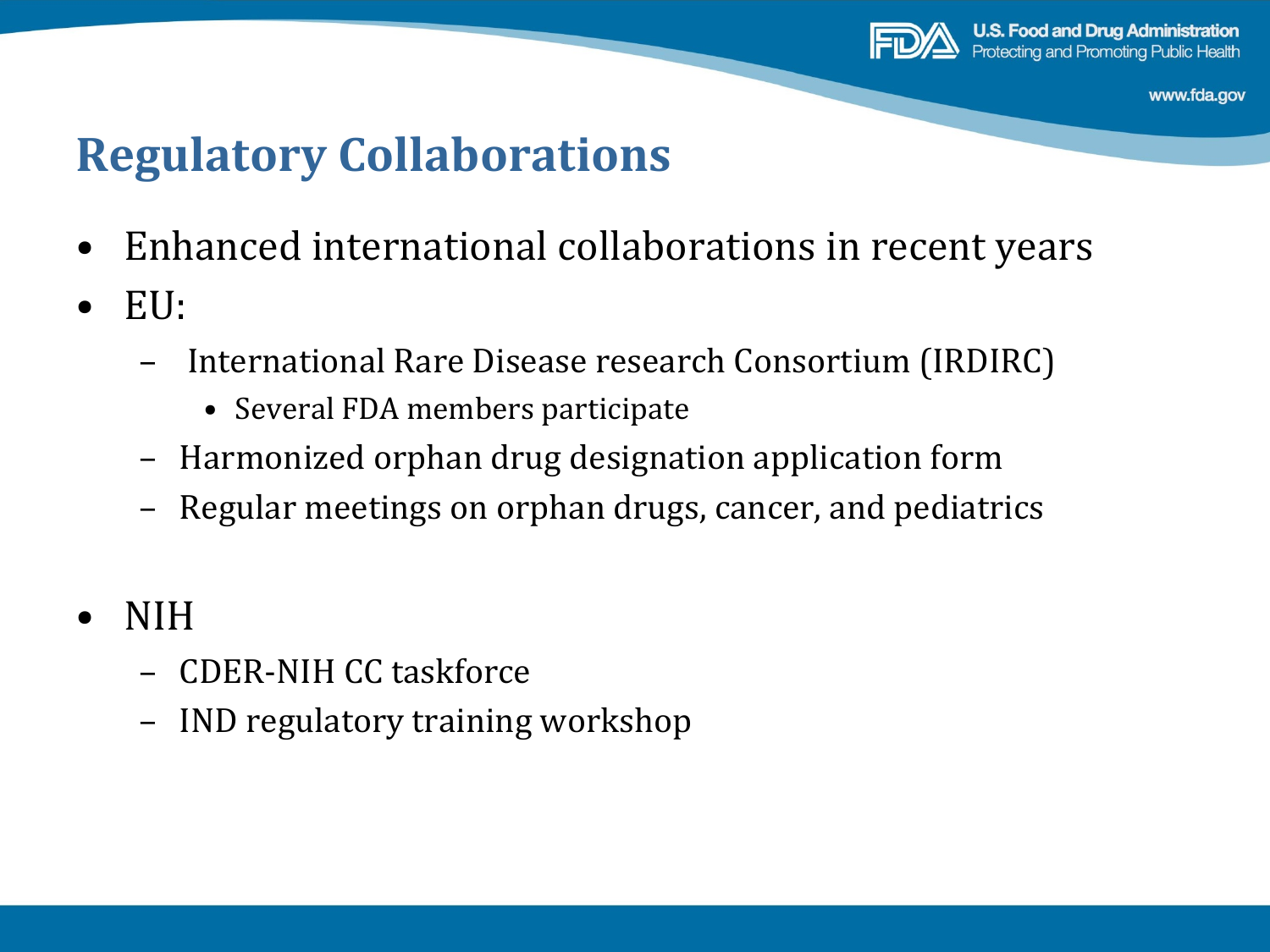# Regulatory Collaborations

- Enhanced international collaborations in recent years
- EU:
  - International Rare Disease research Consortium (IRDIRC)
    - Several FDA members participate
  - Harmonized orphan drug designation application form
  - Regular meetings on orphan drugs, cancer, and pediatrics
- NIH
  - CDER-NIH CC taskforce
  - IND regulatory training workshop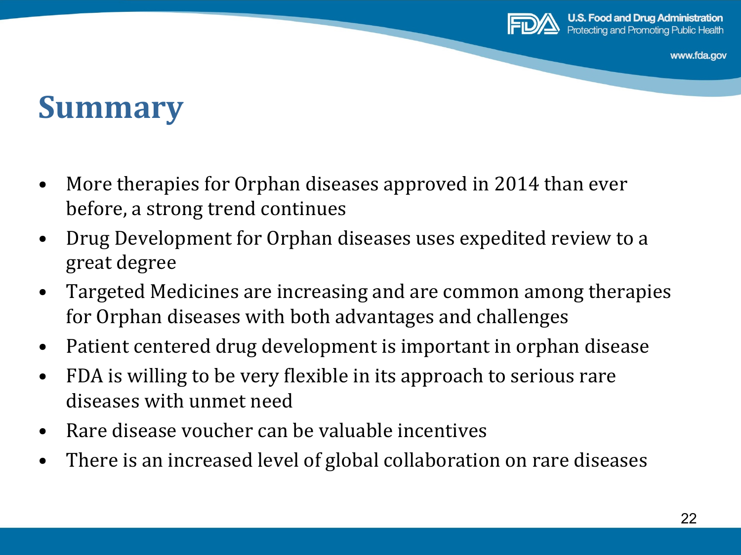# Summary

- More therapies for Orphan diseases approved in 2014 than ever before, a strong trend continues
- Drug Development for Orphan diseases uses expedited review to a great degree
- Targeted Medicines are increasing and are common among therapies for Orphan diseases with both advantages and challenges
- Patient centered drug development is important in orphan disease
- FDA is willing to be very flexible in its approach to serious rare diseases with unmet need
- Rare disease voucher can be valuable incentives
- There is an increased level of global collaboration on rare diseases